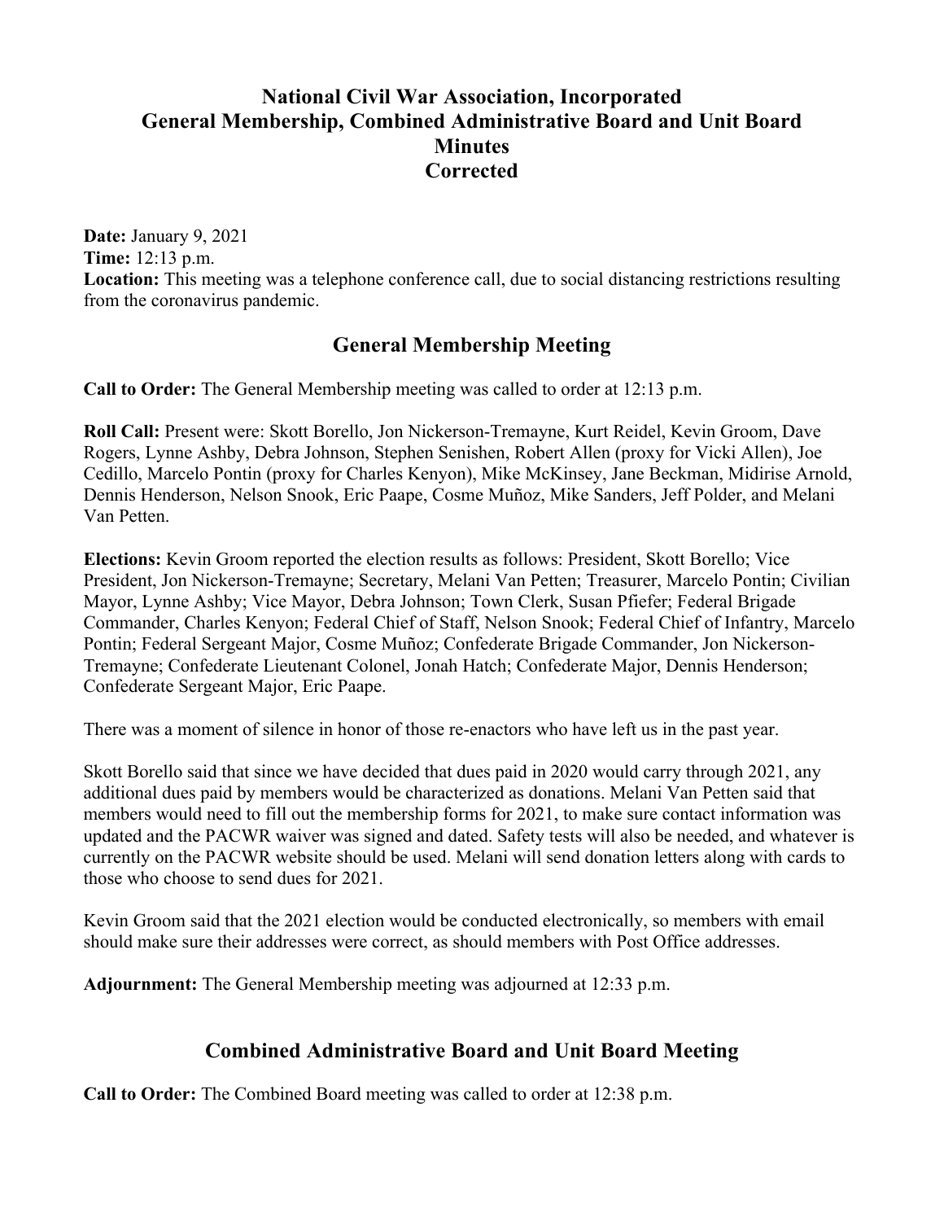# National Civil War Association, Incorporated
# General Membership, Combined Administrative Board and Unit Board Minutes
# Corrected

**Date:** January 9, 2021
**Time:** 12:13 p.m.
**Location:** This meeting was a telephone conference call, due to social distancing restrictions resulting from the coronavirus pandemic.

## General Membership Meeting

**Call to Order:** The General Membership meeting was called to order at 12:13 p.m.

**Roll Call:** Present were: Skott Borello, Jon Nickerson-Tremayne, Kurt Reidel, Kevin Groom, Dave Rogers, Lynne Ashby, Debra Johnson, Stephen Senishen, Robert Allen (proxy for Vicki Allen), Joe Cedillo, Marcelo Pontin (proxy for Charles Kenyon), Mike McKinsey, Jane Beckman, Midirise Arnold, Dennis Henderson, Nelson Snook, Eric Paape, Cosme Muñoz, Mike Sanders, Jeff Polder, and Melani Van Petten.

**Elections:** Kevin Groom reported the election results as follows: President, Skott Borello; Vice President, Jon Nickerson-Tremayne; Secretary, Melani Van Petten; Treasurer, Marcelo Pontin; Civilian Mayor, Lynne Ashby; Vice Mayor, Debra Johnson; Town Clerk, Susan Pfiefer; Federal Brigade Commander, Charles Kenyon; Federal Chief of Staff, Nelson Snook; Federal Chief of Infantry, Marcelo Pontin; Federal Sergeant Major, Cosme Muñoz; Confederate Brigade Commander, Jon Nickerson-Tremayne; Confederate Lieutenant Colonel, Jonah Hatch; Confederate Major, Dennis Henderson; Confederate Sergeant Major, Eric Paape.

There was a moment of silence in honor of those re-enactors who have left us in the past year.

Skott Borello said that since we have decided that dues paid in 2020 would carry through 2021, any additional dues paid by members would be characterized as donations. Melani Van Petten said that members would need to fill out the membership forms for 2021, to make sure contact information was updated and the PACWR waiver was signed and dated. Safety tests will also be needed, and whatever is currently on the PACWR website should be used. Melani will send donation letters along with cards to those who choose to send dues for 2021.

Kevin Groom said that the 2021 election would be conducted electronically, so members with email should make sure their addresses were correct, as should members with Post Office addresses.

**Adjournment:** The General Membership meeting was adjourned at 12:33 p.m.

## Combined Administrative Board and Unit Board Meeting

**Call to Order:** The Combined Board meeting was called to order at 12:38 p.m.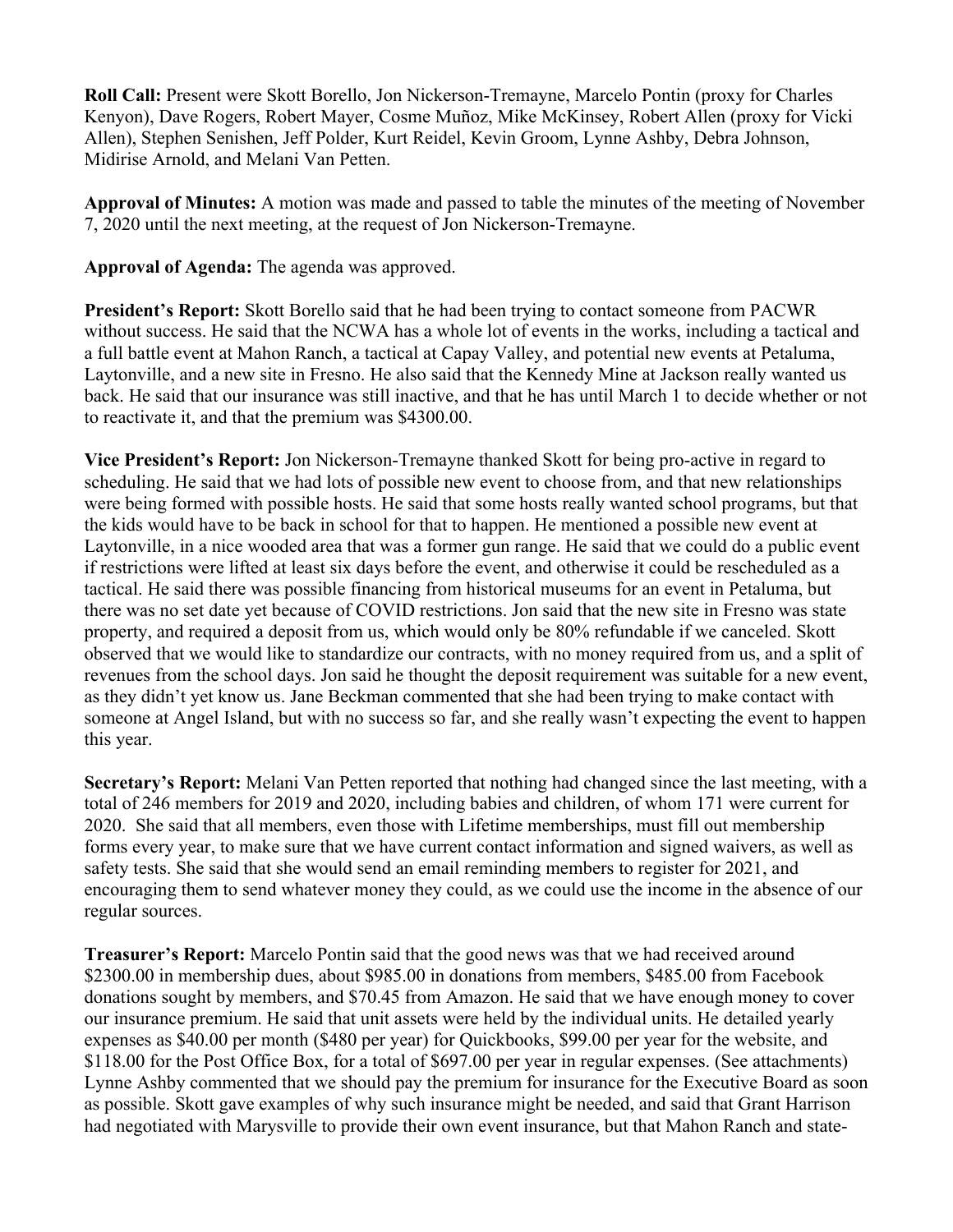**Roll Call:** Present were Skott Borello, Jon Nickerson-Tremayne, Marcelo Pontin (proxy for Charles Kenyon), Dave Rogers, Robert Mayer, Cosme Muñoz, Mike McKinsey, Robert Allen (proxy for Vicki Allen), Stephen Senishen, Jeff Polder, Kurt Reidel, Kevin Groom, Lynne Ashby, Debra Johnson, Midirise Arnold, and Melani Van Petten.

**Approval of Minutes:** A motion was made and passed to table the minutes of the meeting of November 7, 2020 until the next meeting, at the request of Jon Nickerson-Tremayne.

**Approval of Agenda:** The agenda was approved.

**President's Report:** Skott Borello said that he had been trying to contact someone from PACWR without success. He said that the NCWA has a whole lot of events in the works, including a tactical and a full battle event at Mahon Ranch, a tactical at Capay Valley, and potential new events at Petaluma, Laytonville, and a new site in Fresno. He also said that the Kennedy Mine at Jackson really wanted us back. He said that our insurance was still inactive, and that he has until March 1 to decide whether or not to reactivate it, and that the premium was $4300.00.

**Vice President's Report:** Jon Nickerson-Tremayne thanked Skott for being pro-active in regard to scheduling. He said that we had lots of possible new event to choose from, and that new relationships were being formed with possible hosts. He said that some hosts really wanted school programs, but that the kids would have to be back in school for that to happen. He mentioned a possible new event at Laytonville, in a nice wooded area that was a former gun range. He said that we could do a public event if restrictions were lifted at least six days before the event, and otherwise it could be rescheduled as a tactical. He said there was possible financing from historical museums for an event in Petaluma, but there was no set date yet because of COVID restrictions. Jon said that the new site in Fresno was state property, and required a deposit from us, which would only be 80% refundable if we canceled. Skott observed that we would like to standardize our contracts, with no money required from us, and a split of revenues from the school days. Jon said he thought the deposit requirement was suitable for a new event, as they didn't yet know us. Jane Beckman commented that she had been trying to make contact with someone at Angel Island, but with no success so far, and she really wasn't expecting the event to happen this year.

**Secretary's Report:** Melani Van Petten reported that nothing had changed since the last meeting, with a total of 246 members for 2019 and 2020, including babies and children, of whom 171 were current for 2020. She said that all members, even those with Lifetime memberships, must fill out membership forms every year, to make sure that we have current contact information and signed waivers, as well as safety tests. She said that she would send an email reminding members to register for 2021, and encouraging them to send whatever money they could, as we could use the income in the absence of our regular sources.

**Treasurer's Report:** Marcelo Pontin said that the good news was that we had received around $2300.00 in membership dues, about $985.00 in donations from members, $485.00 from Facebook donations sought by members, and $70.45 from Amazon. He said that we have enough money to cover our insurance premium. He said that unit assets were held by the individual units. He detailed yearly expenses as $40.00 per month ($480 per year) for Quickbooks, $99.00 per year for the website, and $118.00 for the Post Office Box, for a total of $697.00 per year in regular expenses. (See attachments) Lynne Ashby commented that we should pay the premium for insurance for the Executive Board as soon as possible. Skott gave examples of why such insurance might be needed, and said that Grant Harrison had negotiated with Marysville to provide their own event insurance, but that Mahon Ranch and state-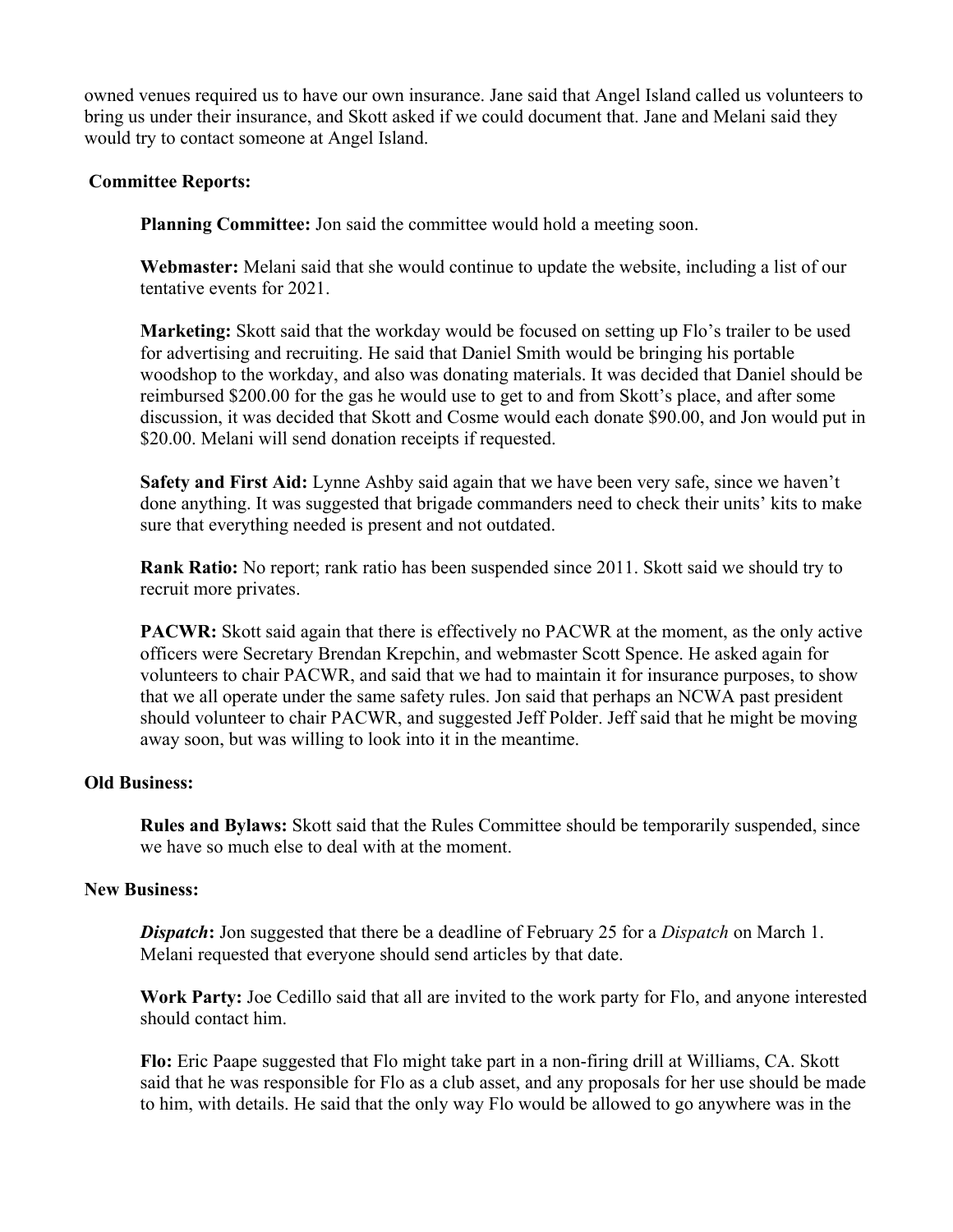owned venues required us to have our own insurance. Jane said that Angel Island called us volunteers to bring us under their insurance, and Skott asked if we could document that. Jane and Melani said they would try to contact someone at Angel Island.

**Committee Reports:**

**Planning Committee:** Jon said the committee would hold a meeting soon.

**Webmaster:** Melani said that she would continue to update the website, including a list of our tentative events for 2021.

**Marketing:** Skott said that the workday would be focused on setting up Flo's trailer to be used for advertising and recruiting. He said that Daniel Smith would be bringing his portable woodshop to the workday, and also was donating materials. It was decided that Daniel should be reimbursed $200.00 for the gas he would use to get to and from Skott's place, and after some discussion, it was decided that Skott and Cosme would each donate $90.00, and Jon would put in $20.00. Melani will send donation receipts if requested.

**Safety and First Aid:** Lynne Ashby said again that we have been very safe, since we haven't done anything. It was suggested that brigade commanders need to check their units' kits to make sure that everything needed is present and not outdated.

**Rank Ratio:** No report; rank ratio has been suspended since 2011. Skott said we should try to recruit more privates.

**PACWR:** Skott said again that there is effectively no PACWR at the moment, as the only active officers were Secretary Brendan Krepchin, and webmaster Scott Spence. He asked again for volunteers to chair PACWR, and said that we had to maintain it for insurance purposes, to show that we all operate under the same safety rules. Jon said that perhaps an NCWA past president should volunteer to chair PACWR, and suggested Jeff Polder. Jeff said that he might be moving away soon, but was willing to look into it in the meantime.

**Old Business:**

**Rules and Bylaws:** Skott said that the Rules Committee should be temporarily suspended, since we have so much else to deal with at the moment.

**New Business:**

***Dispatch*:** Jon suggested that there be a deadline of February 25 for a *Dispatch* on March 1. Melani requested that everyone should send articles by that date.

**Work Party:** Joe Cedillo said that all are invited to the work party for Flo, and anyone interested should contact him.

**Flo:** Eric Paape suggested that Flo might take part in a non-firing drill at Williams, CA. Skott said that he was responsible for Flo as a club asset, and any proposals for her use should be made to him, with details. He said that the only way Flo would be allowed to go anywhere was in the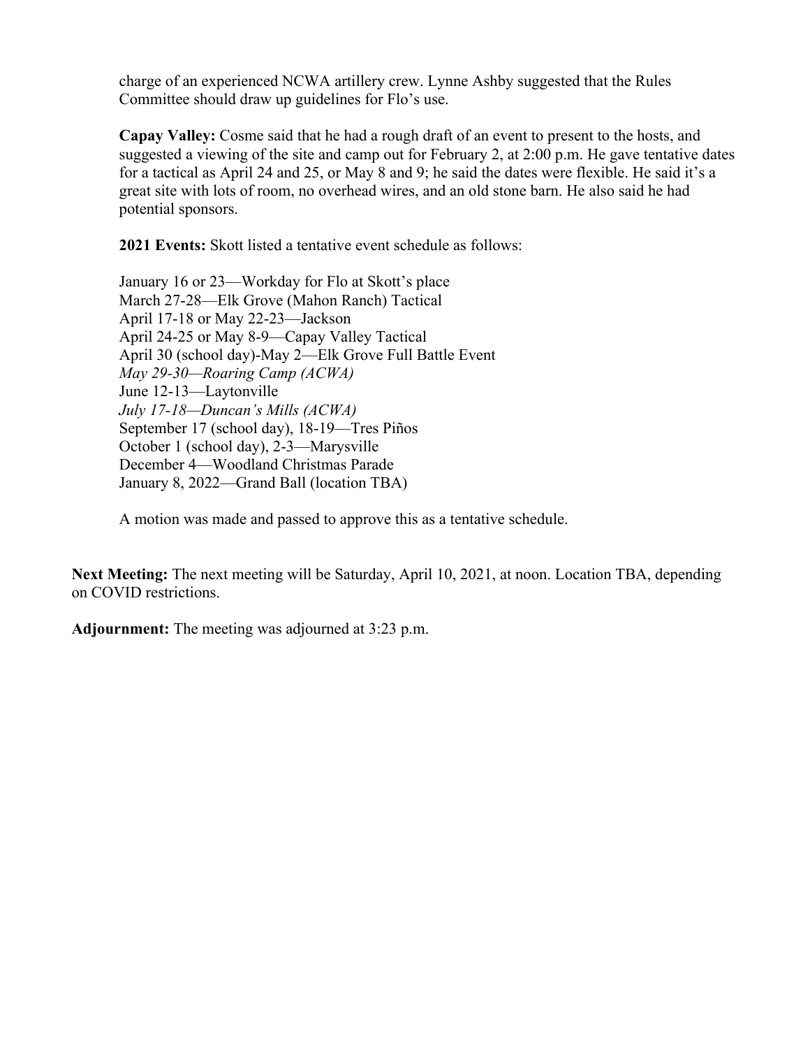charge of an experienced NCWA artillery crew. Lynne Ashby suggested that the Rules Committee should draw up guidelines for Flo's use.

**Capay Valley:** Cosme said that he had a rough draft of an event to present to the hosts, and suggested a viewing of the site and camp out for February 2, at 2:00 p.m. He gave tentative dates for a tactical as April 24 and 25, or May 8 and 9; he said the dates were flexible. He said it's a great site with lots of room, no overhead wires, and an old stone barn. He also said he had potential sponsors.

**2021 Events:** Skott listed a tentative event schedule as follows:

January 16 or 23—Workday for Flo at Skott's place
March 27-28—Elk Grove (Mahon Ranch) Tactical
April 17-18 or May 22-23—Jackson
April 24-25 or May 8-9—Capay Valley Tactical
April 30 (school day)-May 2—Elk Grove Full Battle Event
*May 29-30—Roaring Camp (ACWA)*
June 12-13—Laytonville
*July 17-18—Duncan's Mills (ACWA)*
September 17 (school day), 18-19—Tres Piños
October 1 (school day), 2-3—Marysville
December 4—Woodland Christmas Parade
January 8, 2022—Grand Ball (location TBA)

A motion was made and passed to approve this as a tentative schedule.

**Next Meeting:** The next meeting will be Saturday, April 10, 2021, at noon. Location TBA, depending on COVID restrictions.

**Adjournment:** The meeting was adjourned at 3:23 p.m.